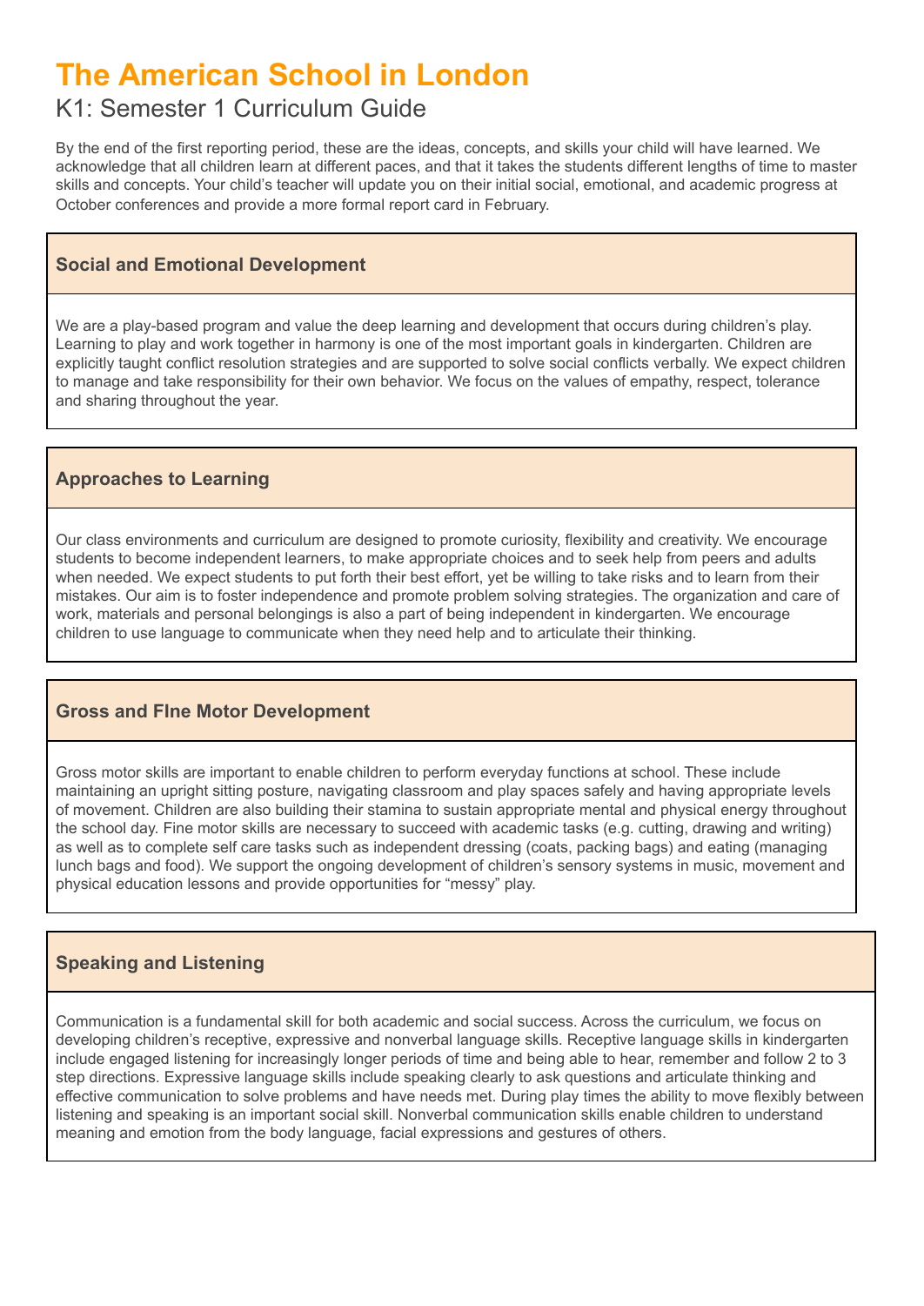# The American School in London

## K1: Semester 1 Curriculum Guide

By the end of the first reporting period, these are the ideas, concepts, and skills your child will have learned. We acknowledge that all children learn at different paces, and that it takes the students different lengths of time to master skills and concepts. Your child's teacher will update you on their initial social, emotional, and academic progress at October conferences and provide a more formal report card in February.

### Social and Emotional Development

We are a play-based program and value the deep learning and development that occurs during children's play. Learning to play and work together in harmony is one of the most important goals in kindergarten. Children are explicitly taught conflict resolution strategies and are supported to solve social conflicts verbally. We expect children to manage and take responsibility for their own behavior. We focus on the values of empathy, respect, tolerance and sharing throughout the year.

### Approaches to Learning

Our class environments and curriculum are designed to promote curiosity, flexibility and creativity. We encourage students to become independent learners, to make appropriate choices and to seek help from peers and adults when needed. We expect students to put forth their best effort, yet be willing to take risks and to learn from their mistakes. Our aim is to foster independence and promote problem solving strategies. The organization and care of work, materials and personal belongings is also a part of being independent in kindergarten. We encourage children to use language to communicate when they need help and to articulate their thinking.

### Gross and FIne Motor Development

Gross motor skills are important to enable children to perform everyday functions at school. These include maintaining an upright sitting posture, navigating classroom and play spaces safely and having appropriate levels of movement. Children are also building their stamina to sustain appropriate mental and physical energy throughout the school day. Fine motor skills are necessary to succeed with academic tasks (e.g. cutting, drawing and writing) as well as to complete self care tasks such as independent dressing (coats, packing bags) and eating (managing lunch bags and food). We support the ongoing development of children's sensory systems in music, movement and physical education lessons and provide opportunities for "messy" play.

### Speaking and Listening

Communication is a fundamental skill for both academic and social success. Across the curriculum, we focus on developing children's receptive, expressive and nonverbal language skills. Receptive language skills in kindergarten include engaged listening for increasingly longer periods of time and being able to hear, remember and follow 2 to 3 step directions. Expressive language skills include speaking clearly to ask questions and articulate thinking and effective communication to solve problems and have needs met. During play times the ability to move flexibly between listening and speaking is an important social skill. Nonverbal communication skills enable children to understand meaning and emotion from the body language, facial expressions and gestures of others.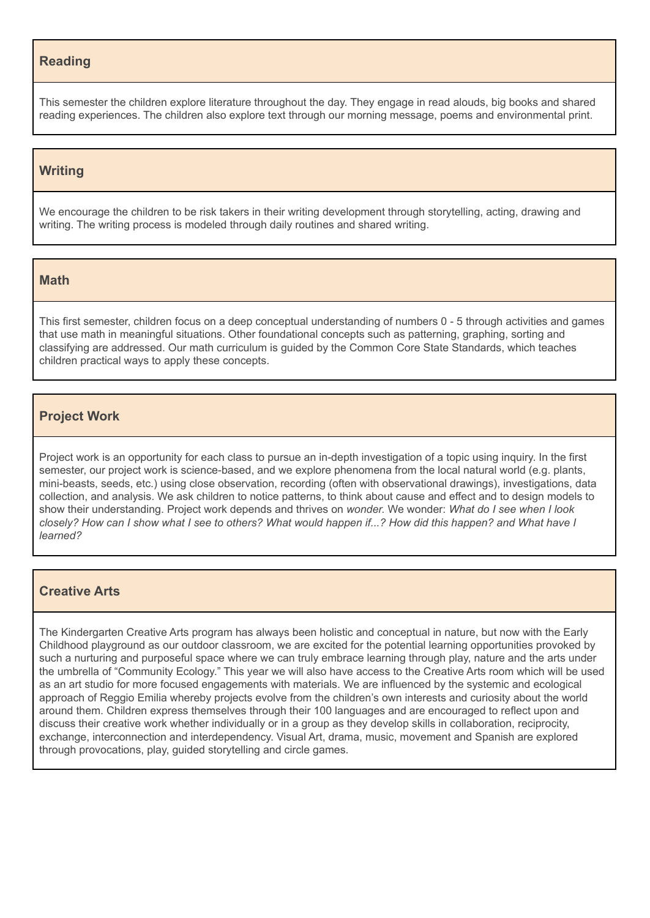## Reading

This semester the children explore literature throughout the day. They engage in read alouds, big books and shared reading experiences. The children also explore text through our morning message, poems and environmental print.

## Writing

We encourage the children to be risk takers in their writing development through storytelling, acting, drawing and writing. The writing process is modeled through daily routines and shared writing.

## Math

This first semester, children focus on a deep conceptual understanding of numbers 0 - 5 through activities and games that use math in meaningful situations. Other foundational concepts such as patterning, graphing, sorting and classifying are addressed. Our math curriculum is guided by the Common Core State Standards, which teaches children practical ways to apply these concepts.

## Project Work

Project work is an opportunity for each class to pursue an in-depth investigation of a topic using inquiry. In the first semester, our project work is science-based, and we explore phenomena from the local natural world (e.g. plants, mini-beasts, seeds, etc.) using close observation, recording (often with observational drawings), investigations, data collection, and analysis. We ask children to notice patterns, to think about cause and effect and to design models to show their understanding. Project work depends and thrives on *wonder.* We wonder: *What do I see when I look closely? How can I show what I see to others? What would happen if...? How did this happen? and What have I learned?*

## Creative Arts

The Kindergarten Creative Arts program has always been holistic and conceptual in nature, but now with the Early Childhood playground as our outdoor classroom, we are excited for the potential learning opportunities provoked by such a nurturing and purposeful space where we can truly embrace learning through play, nature and the arts under the umbrella of "Community Ecology." This year we will also have access to the Creative Arts room which will be used as an art studio for more focused engagements with materials. We are influenced by the systemic and ecological approach of Reggio Emilia whereby projects evolve from the children's own interests and curiosity about the world around them. Children express themselves through their 100 languages and are encouraged to reflect upon and discuss their creative work whether individually or in a group as they develop skills in collaboration, reciprocity, exchange, interconnection and interdependency. Visual Art, drama, music, movement and Spanish are explored through provocations, play, guided storytelling and circle games.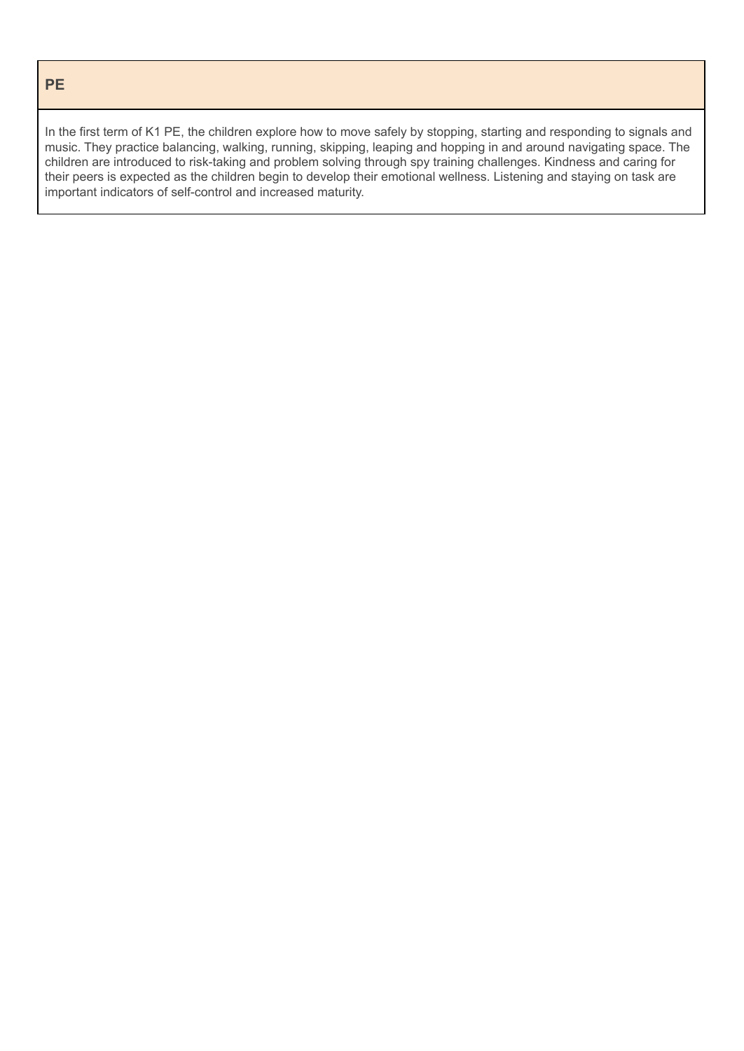## PE

In the first term of K1 PE, the children explore how to move safely by stopping, starting and responding to signals and music. They practice balancing, walking, running, skipping, leaping and hopping in and around navigating space. The children are introduced to risk-taking and problem solving through spy training challenges. Kindness and caring for their peers is expected as the children begin to develop their emotional wellness. Listening and staying on task are important indicators of self-control and increased maturity.